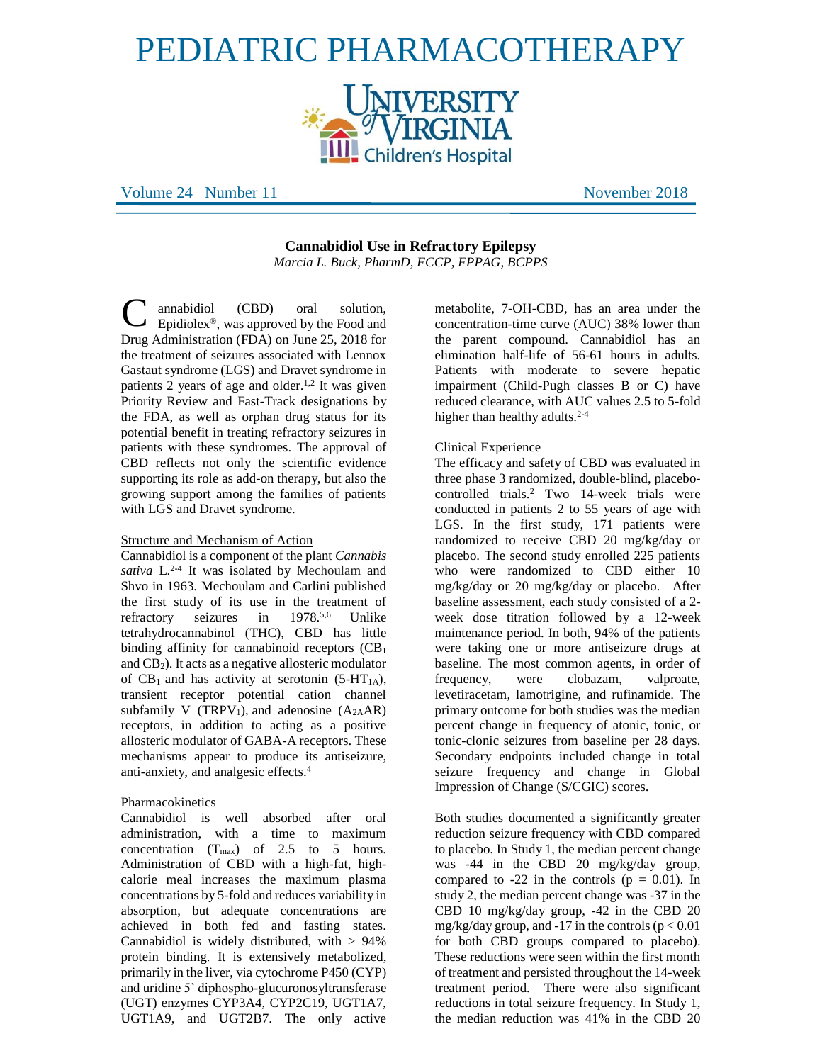# PEDIATRIC PHARMACOTHERAPY

University of Virginia Children's Hospital

Volume 24 Number 11 November 2018

## Cannabidiol Use in Refractory Epilepsy

*Marcia L. Buck, PharmD, FCCP, FPPAG, BCPPS*

Cannabidiol (CBD) oral solution, Epidiolex®, was approved by the Food and Drug Administration (FDA) on June 25, 2018 for the treatment of seizures associated with Lennox Gastaut syndrome (LGS) and Dravet syndrome in patients 2 years of age and older.[1,2] It was given Priority Review and Fast-Track designations by the FDA, as well as orphan drug status for its potential benefit in treating refractory seizures in patients with these syndromes. The approval of CBD reflects not only the scientific evidence supporting its role as add-on therapy, but also the growing support among the families of patients with LGS and Dravet syndrome.

### Structure and Mechanism of Action

Cannabidiol is a component of the plant *Cannabis sativa* L.[2-4] It was isolated by Mechoulam and Shvo in 1963. Mechoulam and Carlini published the first study of its use in the treatment of refractory seizures in 1978.[5,6] Unlike tetrahydrocannabinol (THC), CBD has little binding affinity for cannabinoid receptors ($CB_1$ and $CB_2$). It acts as a negative allosteric modulator of $CB_1$ and has activity at serotonin ($5\text{-}HT_{1A}$), transient receptor potential cation channel subfamily V ($TRPV_1$), and adenosine ($A_{2A}AR$) receptors, in addition to acting as a positive allosteric modulator of GABA-A receptors. These mechanisms appear to produce its antiseizure, anti-anxiety, and analgesic effects.[4]

### Pharmacokinetics

Cannabidiol is well absorbed after oral administration, with a time to maximum concentration ($T_{max}$) of 2.5 to 5 hours. Administration of CBD with a high-fat, high-calorie meal increases the maximum plasma concentrations by 5-fold and reduces variability in absorption, but adequate concentrations are achieved in both fed and fasting states. Cannabidiol is widely distributed, with > 94% protein binding. It is extensively metabolized, primarily in the liver, via cytochrome P450 (CYP) and uridine 5' diphospho-glucuronosyltransferase (UGT) enzymes CYP3A4, CYP2C19, UGT1A7, UGT1A9, and UGT2B7. The only active metabolite, 7-OH-CBD, has an area under the concentration-time curve (AUC) 38% lower than the parent compound. Cannabidiol has an elimination half-life of 56-61 hours in adults. Patients with moderate to severe hepatic impairment (Child-Pugh classes B or C) have reduced clearance, with AUC values 2.5 to 5-fold higher than healthy adults.[2-4]

### Clinical Experience

The efficacy and safety of CBD was evaluated in three phase 3 randomized, double-blind, placebo-controlled trials.[2] Two 14-week trials were conducted in patients 2 to 55 years of age with LGS. In the first study, 171 patients were randomized to receive CBD 20 mg/kg/day or placebo. The second study enrolled 225 patients who were randomized to CBD either 10 mg/kg/day or 20 mg/kg/day or placebo. After baseline assessment, each study consisted of a 2-week dose titration followed by a 12-week maintenance period. In both, 94% of the patients were taking one or more antiseizure drugs at baseline. The most common agents, in order of frequency, were clobazam, valproate, levetiracetam, lamotrigine, and rufinamide. The primary outcome for both studies was the median percent change in frequency of atonic, tonic, or tonic-clonic seizures from baseline per 28 days. Secondary endpoints included change in total seizure frequency and change in Global Impression of Change (S/CGIC) scores.

Both studies documented a significantly greater reduction seizure frequency with CBD compared to placebo. In Study 1, the median percent change was -44 in the CBD 20 mg/kg/day group, compared to -22 in the controls ($p = 0.01$). In study 2, the median percent change was -37 in the CBD 10 mg/kg/day group, -42 in the CBD 20 mg/kg/day group, and -17 in the controls ($p < 0.01$ for both CBD groups compared to placebo). These reductions were seen within the first month of treatment and persisted throughout the 14-week treatment period. There were also significant reductions in total seizure frequency. In Study 1, the median reduction was 41% in the CBD 20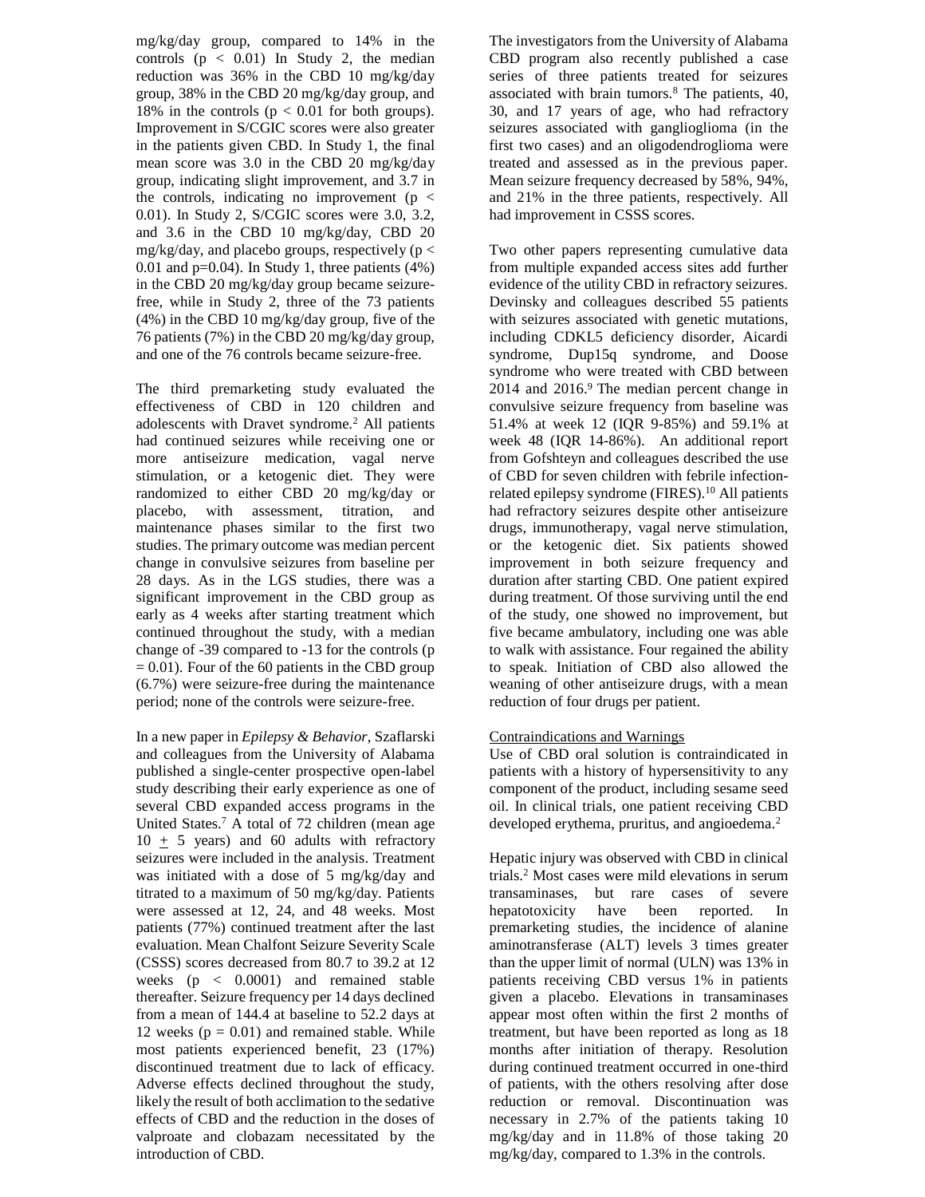mg/kg/day group, compared to 14% in the controls ($p < 0.01$) In Study 2, the median reduction was 36% in the CBD 10 mg/kg/day group, 38% in the CBD 20 mg/kg/day group, and 18% in the controls ($p < 0.01$ for both groups). Improvement in S/CGIC scores were also greater in the patients given CBD. In Study 1, the final mean score was 3.0 in the CBD 20 mg/kg/day group, indicating slight improvement, and 3.7 in the controls, indicating no improvement ($p < 0.01$). In Study 2, S/CGIC scores were 3.0, 3.2, and 3.6 in the CBD 10 mg/kg/day, CBD 20 mg/kg/day, and placebo groups, respectively ($p < 0.01$ and $p=0.04$). In Study 1, three patients (4%) in the CBD 20 mg/kg/day group became seizure-free, while in Study 2, three of the 73 patients (4%) in the CBD 10 mg/kg/day group, five of the 76 patients (7%) in the CBD 20 mg/kg/day group, and one of the 76 controls became seizure-free.

The third premarketing study evaluated the effectiveness of CBD in 120 children and adolescents with Dravet syndrome.[2] All patients had continued seizures while receiving one or more antiseizure medication, vagal nerve stimulation, or a ketogenic diet. They were randomized to either CBD 20 mg/kg/day or placebo, with assessment, titration, and maintenance phases similar to the first two studies. The primary outcome was median percent change in convulsive seizures from baseline per 28 days. As in the LGS studies, there was a significant improvement in the CBD group as early as 4 weeks after starting treatment which continued throughout the study, with a median change of -39 compared to -13 for the controls ($p = 0.01$). Four of the 60 patients in the CBD group (6.7%) were seizure-free during the maintenance period; none of the controls were seizure-free.

In a new paper in *Epilepsy & Behavior*, Szaflarski and colleagues from the University of Alabama published a single-center prospective open-label study describing their early experience as one of several CBD expanded access programs in the United States.[7] A total of 72 children (mean age $10 \pm 5$ years) and 60 adults with refractory seizures were included in the analysis. Treatment was initiated with a dose of 5 mg/kg/day and titrated to a maximum of 50 mg/kg/day. Patients were assessed at 12, 24, and 48 weeks. Most patients (77%) continued treatment after the last evaluation. Mean Chalfont Seizure Severity Scale (CSSS) scores decreased from 80.7 to 39.2 at 12 weeks ($p < 0.0001$) and remained stable thereafter. Seizure frequency per 14 days declined from a mean of 144.4 at baseline to 52.2 days at 12 weeks ($p = 0.01$) and remained stable. While most patients experienced benefit, 23 (17%) discontinued treatment due to lack of efficacy. Adverse effects declined throughout the study, likely the result of both acclimation to the sedative effects of CBD and the reduction in the doses of valproate and clobazam necessitated by the introduction of CBD.

The investigators from the University of Alabama CBD program also recently published a case series of three patients treated for seizures associated with brain tumors.[8] The patients, 40, 30, and 17 years of age, who had refractory seizures associated with ganglioglioma (in the first two cases) and an oligodendroglioma were treated and assessed as in the previous paper. Mean seizure frequency decreased by 58%, 94%, and 21% in the three patients, respectively. All had improvement in CSSS scores.

Two other papers representing cumulative data from multiple expanded access sites add further evidence of the utility CBD in refractory seizures. Devinsky and colleagues described 55 patients with seizures associated with genetic mutations, including CDKL5 deficiency disorder, Aicardi syndrome, Dup15q syndrome, and Doose syndrome who were treated with CBD between 2014 and 2016.[9] The median percent change in convulsive seizure frequency from baseline was 51.4% at week 12 (IQR 9-85%) and 59.1% at week 48 (IQR 14-86%). An additional report from Gofshteyn and colleagues described the use of CBD for seven children with febrile infection-related epilepsy syndrome (FIRES).[10] All patients had refractory seizures despite other antiseizure drugs, immunotherapy, vagal nerve stimulation, or the ketogenic diet. Six patients showed improvement in both seizure frequency and duration after starting CBD. One patient expired during treatment. Of those surviving until the end of the study, one showed no improvement, but five became ambulatory, including one was able to walk with assistance. Four regained the ability to speak. Initiation of CBD also allowed the weaning of other antiseizure drugs, with a mean reduction of four drugs per patient.

Contraindications and Warnings

Use of CBD oral solution is contraindicated in patients with a history of hypersensitivity to any component of the product, including sesame seed oil. In clinical trials, one patient receiving CBD developed erythema, pruritus, and angioedema.[2]

Hepatic injury was observed with CBD in clinical trials.[2] Most cases were mild elevations in serum transaminases, but rare cases of severe hepatotoxicity have been reported. In premarketing studies, the incidence of alanine aminotransferase (ALT) levels 3 times greater than the upper limit of normal (ULN) was 13% in patients receiving CBD versus 1% in patients given a placebo. Elevations in transaminases appear most often within the first 2 months of treatment, but have been reported as long as 18 months after initiation of therapy. Resolution during continued treatment occurred in one-third of patients, with the others resolving after dose reduction or removal. Discontinuation was necessary in 2.7% of the patients taking 10 mg/kg/day and in 11.8% of those taking 20 mg/kg/day, compared to 1.3% in the controls.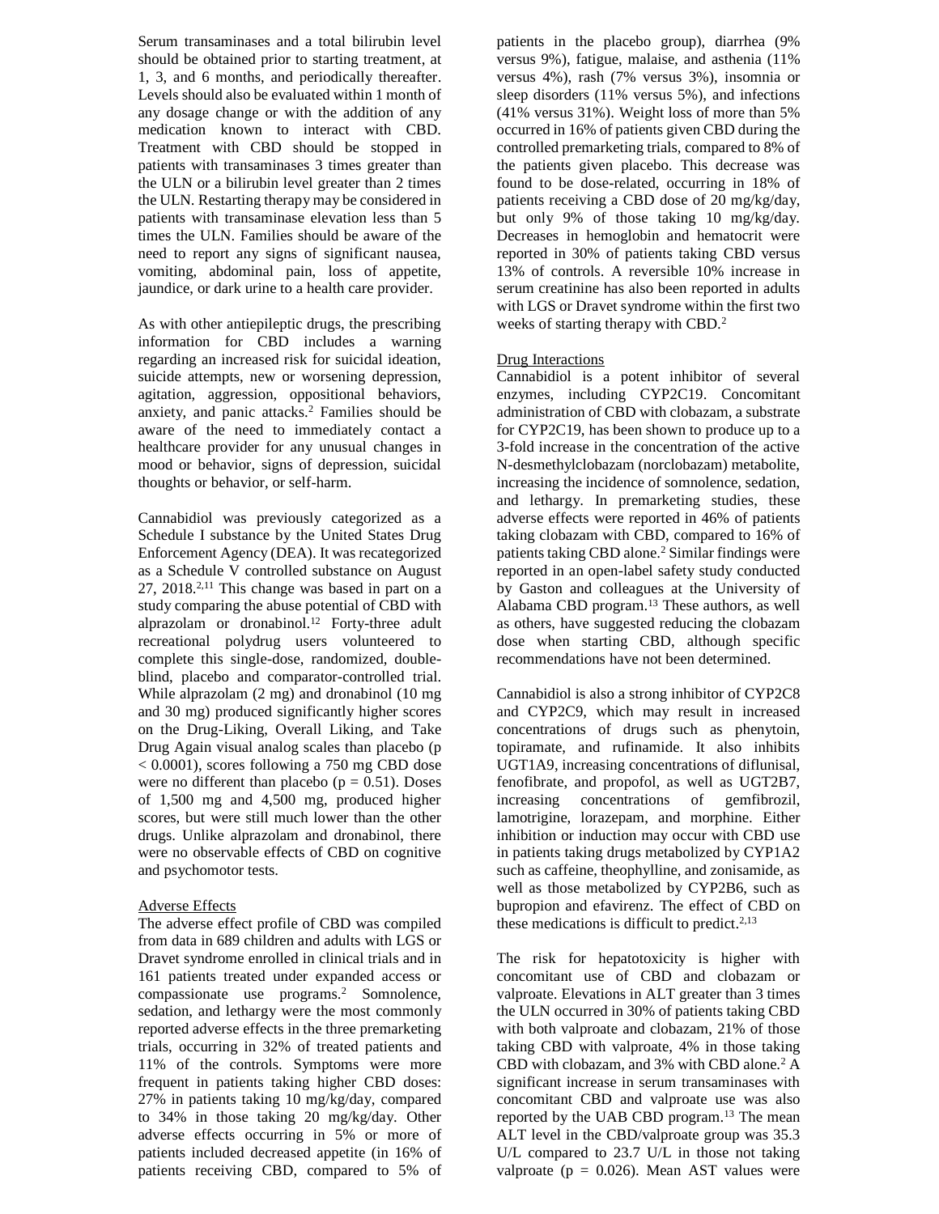Serum transaminases and a total bilirubin level should be obtained prior to starting treatment, at 1, 3, and 6 months, and periodically thereafter. Levels should also be evaluated within 1 month of any dosage change or with the addition of any medication known to interact with CBD. Treatment with CBD should be stopped in patients with transaminases 3 times greater than the ULN or a bilirubin level greater than 2 times the ULN. Restarting therapy may be considered in patients with transaminase elevation less than 5 times the ULN. Families should be aware of the need to report any signs of significant nausea, vomiting, abdominal pain, loss of appetite, jaundice, or dark urine to a health care provider.

As with other antiepileptic drugs, the prescribing information for CBD includes a warning regarding an increased risk for suicidal ideation, suicide attempts, new or worsening depression, agitation, aggression, oppositional behaviors, anxiety, and panic attacks.[2] Families should be aware of the need to immediately contact a healthcare provider for any unusual changes in mood or behavior, signs of depression, suicidal thoughts or behavior, or self-harm.

Cannabidiol was previously categorized as a Schedule I substance by the United States Drug Enforcement Agency (DEA). It was recategorized as a Schedule V controlled substance on August 27, 2018.[2,11] This change was based in part on a study comparing the abuse potential of CBD with alprazolam or dronabinol.[12] Forty-three adult recreational polydrug users volunteered to complete this single-dose, randomized, double-blind, placebo and comparator-controlled trial. While alprazolam (2 mg) and dronabinol (10 mg and 30 mg) produced significantly higher scores on the Drug-Liking, Overall Liking, and Take Drug Again visual analog scales than placebo ($p < 0.0001$), scores following a 750 mg CBD dose were no different than placebo ($p = 0.51$). Doses of 1,500 mg and 4,500 mg, produced higher scores, but were still much lower than the other drugs. Unlike alprazolam and dronabinol, there were no observable effects of CBD on cognitive and psychomotor tests.

## Adverse Effects

The adverse effect profile of CBD was compiled from data in 689 children and adults with LGS or Dravet syndrome enrolled in clinical trials and in 161 patients treated under expanded access or compassionate use programs.[2] Somnolence, sedation, and lethargy were the most commonly reported adverse effects in the three premarketing trials, occurring in 32% of treated patients and 11% of the controls. Symptoms were more frequent in patients taking higher CBD doses: 27% in patients taking 10 mg/kg/day, compared to 34% in those taking 20 mg/kg/day. Other adverse effects occurring in 5% or more of patients included decreased appetite (in 16% of patients receiving CBD, compared to 5% of patients in the placebo group), diarrhea (9% versus 9%), fatigue, malaise, and asthenia (11% versus 4%), rash (7% versus 3%), insomnia or sleep disorders (11% versus 5%), and infections (41% versus 31%). Weight loss of more than 5% occurred in 16% of patients given CBD during the controlled premarketing trials, compared to 8% of the patients given placebo. This decrease was found to be dose-related, occurring in 18% of patients receiving a CBD dose of 20 mg/kg/day, but only 9% of those taking 10 mg/kg/day. Decreases in hemoglobin and hematocrit were reported in 30% of patients taking CBD versus 13% of controls. A reversible 10% increase in serum creatinine has also been reported in adults with LGS or Dravet syndrome within the first two weeks of starting therapy with CBD.[2]

## Drug Interactions

Cannabidiol is a potent inhibitor of several enzymes, including CYP2C19. Concomitant administration of CBD with clobazam, a substrate for CYP2C19, has been shown to produce up to a 3-fold increase in the concentration of the active N-desmethylclobazam (norclobazam) metabolite, increasing the incidence of somnolence, sedation, and lethargy. In premarketing studies, these adverse effects were reported in 46% of patients taking clobazam with CBD, compared to 16% of patients taking CBD alone.[2] Similar findings were reported in an open-label safety study conducted by Gaston and colleagues at the University of Alabama CBD program.[13] These authors, as well as others, have suggested reducing the clobazam dose when starting CBD, although specific recommendations have not been determined.

Cannabidiol is also a strong inhibitor of CYP2C8 and CYP2C9, which may result in increased concentrations of drugs such as phenytoin, topiramate, and rufinamide. It also inhibits UGT1A9, increasing concentrations of diflunisal, fenofibrate, and propofol, as well as UGT2B7, increasing concentrations of gemfibrozil, lamotrigine, lorazepam, and morphine. Either inhibition or induction may occur with CBD use in patients taking drugs metabolized by CYP1A2 such as caffeine, theophylline, and zonisamide, as well as those metabolized by CYP2B6, such as bupropion and efavirenz. The effect of CBD on these medications is difficult to predict.[2,13]

The risk for hepatotoxicity is higher with concomitant use of CBD and clobazam or valproate. Elevations in ALT greater than 3 times the ULN occurred in 30% of patients taking CBD with both valproate and clobazam, 21% of those taking CBD with valproate, 4% in those taking CBD with clobazam, and 3% with CBD alone.[2] A significant increase in serum transaminases with concomitant CBD and valproate use was also reported by the UAB CBD program.[13] The mean ALT level in the CBD/valproate group was 35.3 U/L compared to 23.7 U/L in those not taking valproate ($p = 0.026$). Mean AST values were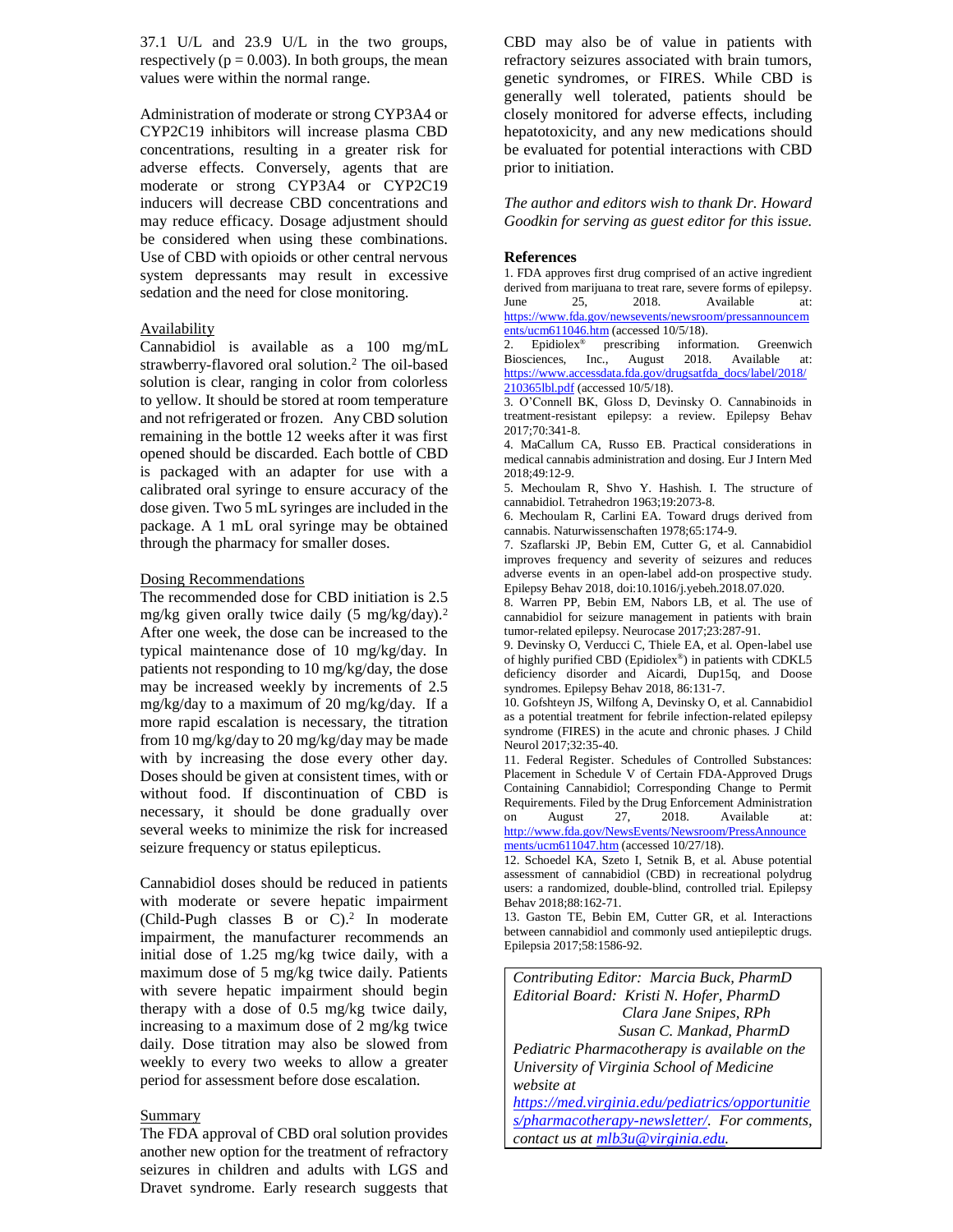37.1 U/L and 23.9 U/L in the two groups, respectively ($p = 0.003$). In both groups, the mean values were within the normal range.

Administration of moderate or strong CYP3A4 or CYP2C19 inhibitors will increase plasma CBD concentrations, resulting in a greater risk for adverse effects. Conversely, agents that are moderate or strong CYP3A4 or CYP2C19 inducers will decrease CBD concentrations and may reduce efficacy. Dosage adjustment should be considered when using these combinations. Use of CBD with opioids or other central nervous system depressants may result in excessive sedation and the need for close monitoring.

## Availability

Cannabidiol is available as a 100 mg/mL strawberry-flavored oral solution.[2] The oil-based solution is clear, ranging in color from colorless to yellow. It should be stored at room temperature and not refrigerated or frozen. Any CBD solution remaining in the bottle 12 weeks after it was first opened should be discarded. Each bottle of CBD is packaged with an adapter for use with a calibrated oral syringe to ensure accuracy of the dose given. Two 5 mL syringes are included in the package. A 1 mL oral syringe may be obtained through the pharmacy for smaller doses.

## Dosing Recommendations

The recommended dose for CBD initiation is 2.5 mg/kg given orally twice daily (5 mg/kg/day).[2] After one week, the dose can be increased to the typical maintenance dose of 10 mg/kg/day. In patients not responding to 10 mg/kg/day, the dose may be increased weekly by increments of 2.5 mg/kg/day to a maximum of 20 mg/kg/day. If a more rapid escalation is necessary, the titration from 10 mg/kg/day to 20 mg/kg/day may be made with by increasing the dose every other day. Doses should be given at consistent times, with or without food. If discontinuation of CBD is necessary, it should be done gradually over several weeks to minimize the risk for increased seizure frequency or status epilepticus.

Cannabidiol doses should be reduced in patients with moderate or severe hepatic impairment (Child-Pugh classes B or C).[2] In moderate impairment, the manufacturer recommends an initial dose of 1.25 mg/kg twice daily, with a maximum dose of 5 mg/kg twice daily. Patients with severe hepatic impairment should begin therapy with a dose of 0.5 mg/kg twice daily, increasing to a maximum of 2 mg/kg twice daily. Dose titration may also be slowed from weekly to every two weeks to allow a greater period for assessment before dose escalation.

## Summary

The FDA approval of CBD oral solution provides another new option for the treatment of refractory seizures in children and adults with LGS and Dravet syndrome. Early research suggests that CBD may also be of value in patients with refractory seizures associated with brain tumors, genetic syndromes, or FIRES. While CBD is generally well tolerated, patients should be closely monitored for adverse effects, including hepatotoxicity, and any new medications should be evaluated for potential interactions with CBD prior to initiation.

*The author and editors wish to thank Dr. Howard Goodkin for serving as guest editor for this issue.*

## References

1. FDA approves first drug comprised of an active ingredient derived from marijuana to treat rare, severe forms of epilepsy. June 25, 2018. Available at: https://www.fda.gov/newsevents/newsroom/pressannouncements/ucm611046.htm (accessed 10/5/18).
2. Epidiolex® prescribing information. Greenwich Biosciences, Inc., August 2018. Available at: https://www.accessdata.fda.gov/drugsatfda_docs/label/2018/210365lbl.pdf (accessed 10/5/18).
3. O'Connell BK, Gloss D, Devinsky O. Cannabinoids in treatment-resistant epilepsy: a review. Epilepsy Behav 2017;70:341-8.
4. MaCallum CA, Russo EB. Practical considerations in medical cannabis administration and dosing. Eur J Intern Med 2018;49:12-9.
5. Mechoulam R, Shvo Y. Hashish. I. The structure of cannabidiol. Tetrahedron 1963;19:2073-8.
6. Mechoulam R, Carlini EA. Toward drugs derived from cannabis. Naturwissenschaften 1978;65:174-9.
7. Szaflarski JP, Bebin EM, Cutter G, et al. Cannabidiol improves frequency and severity of seizures and reduces adverse events in an open-label add-on prospective study. Epilepsy Behav 2018, doi:10.1016/j.yebeh.2018.07.020.
8. Warren PP, Bebin EM, Nabors LB, et al. The use of cannabidiol for seizure management in patients with brain tumor-related epilepsy. Neurocase 2017;23:287-91.
9. Devinsky O, Verducci C, Thiele EA, et al. Open-label use of highly purified CBD (Epidiolex®) in patients with CDKL5 deficiency disorder and Aicardi, Dup15q, and Doose syndromes. Epilepsy Behav 2018, 86:131-7.
10. Gofshteyn JS, Wilfong A, Devinsky O, et al. Cannabidiol as a potential treatment for febrile infection-related epilepsy syndrome (FIRES) in the acute and chronic phases. J Child Neurol 2017;32:35-40.
11. Federal Register. Schedules of Controlled Substances: Placement in Schedule V of Certain FDA-Approved Drugs Containing Cannabidiol; Corresponding Change to Permit Requirements. Filed by the Drug Enforcement Administration on August 27, 2018. Available at: http://www.fda.gov/NewsEvents/Newsroom/PressAnnouncements/ucm611047.htm (accessed 10/27/18).
12. Schoedel KA, Szeto I, Setnik B, et al. Abuse potential assessment of cannabidiol (CBD) in recreational polydrug users: a randomized, double-blind, controlled trial. Epilepsy Behav 2018;88:162-71.
13. Gaston TE, Bebin EM, Cutter GR, et al. Interactions between cannabidiol and commonly used antiepileptic drugs. Epilepsia 2017;58:1586-92.

*Contributing Editor: Marcia Buck, PharmD*
*Editorial Board: Kristi N. Hofer, PharmD*
*Clara Jane Snipes, RPh*
*Susan C. Mankad, PharmD*
*Pediatric Pharmacotherapy is available on the University of Virginia School of Medicine website at https://med.virginia.edu/pediatrics/opportunities/pharmacotherapy-newsletter/. For comments, contact us at mlb3u@virginia.edu.*